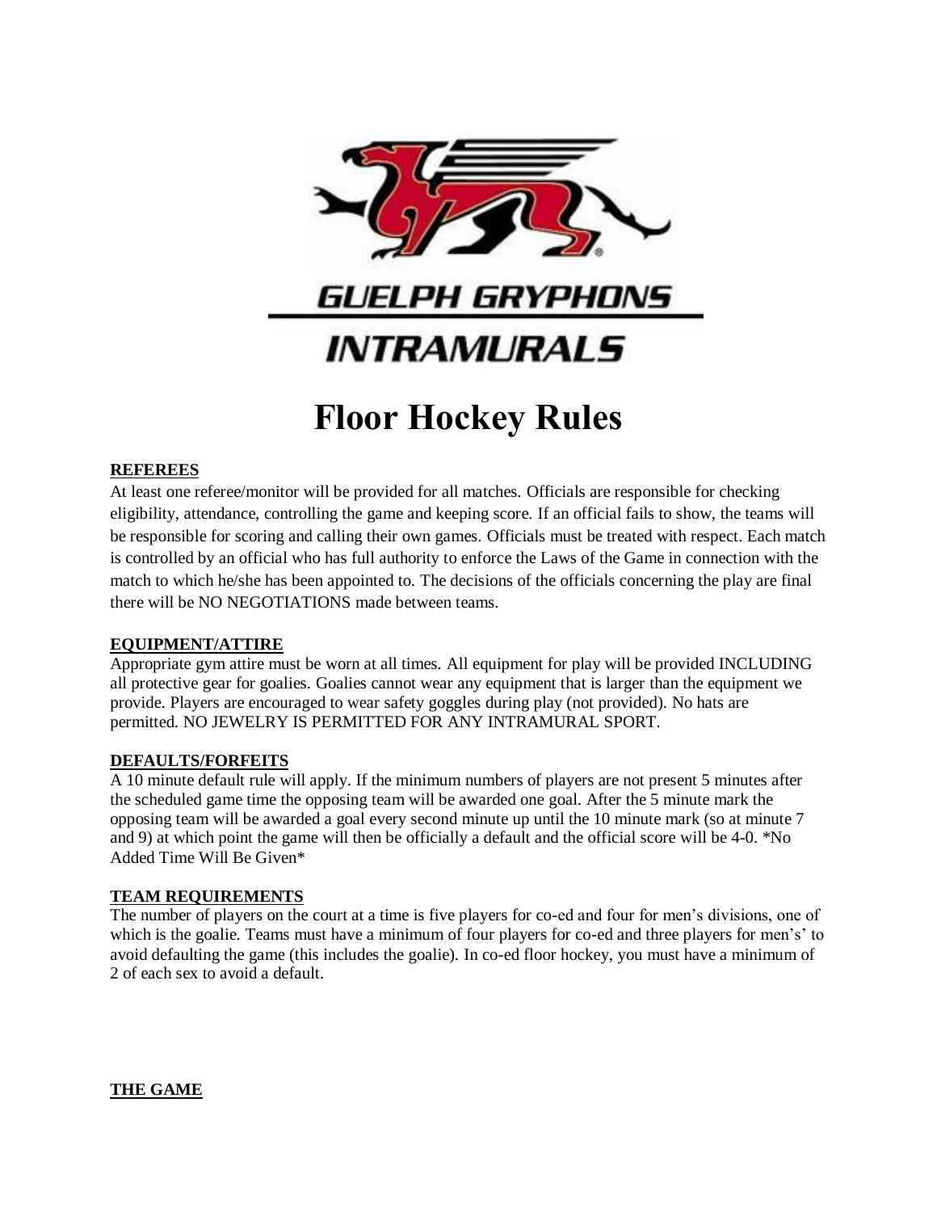GUELPH GRYPHONS

INTRAMURALS

# Floor Hockey Rules

**REFEREES**

At least one referee/monitor will be provided for all matches. Officials are responsible for checking eligibility, attendance, controlling the game and keeping score. If an official fails to show, the teams will be responsible for scoring and calling their own games. Officials must be treated with respect. Each match is controlled by an official who has full authority to enforce the Laws of the Game in connection with the match to which he/she has been appointed to. The decisions of the officials concerning the play are final there will be NO NEGOTIATIONS made between teams.

**EQUIPMENT/ATTIRE**

Appropriate gym attire must be worn at all times. All equipment for play will be provided INCLUDING all protective gear for goalies. Goalies cannot wear any equipment that is larger than the equipment we provide. Players are encouraged to wear safety goggles during play (not provided). No hats are permitted. NO JEWELRY IS PERMITTED FOR ANY INTRAMURAL SPORT.

**DEFAULTS/FORFEITS**

A 10 minute default rule will apply. If the minimum numbers of players are not present 5 minutes after the scheduled game time the opposing team will be awarded one goal. After the 5 minute mark the opposing team will be awarded a goal every second minute up until the 10 minute mark (so at minute 7 and 9) at which point the game will then be officially a default and the official score will be 4-0. *No Added Time Will Be Given*

**TEAM REQUIREMENTS**

The number of players on the court at a time is five players for co-ed and four for men's divisions, one of which is the goalie. Teams must have a minimum of four players for co-ed and three players for men's' to avoid defaulting the game (this includes the goalie). In co-ed floor hockey, you must have a minimum of 2 of each sex to avoid a default.

**THE GAME**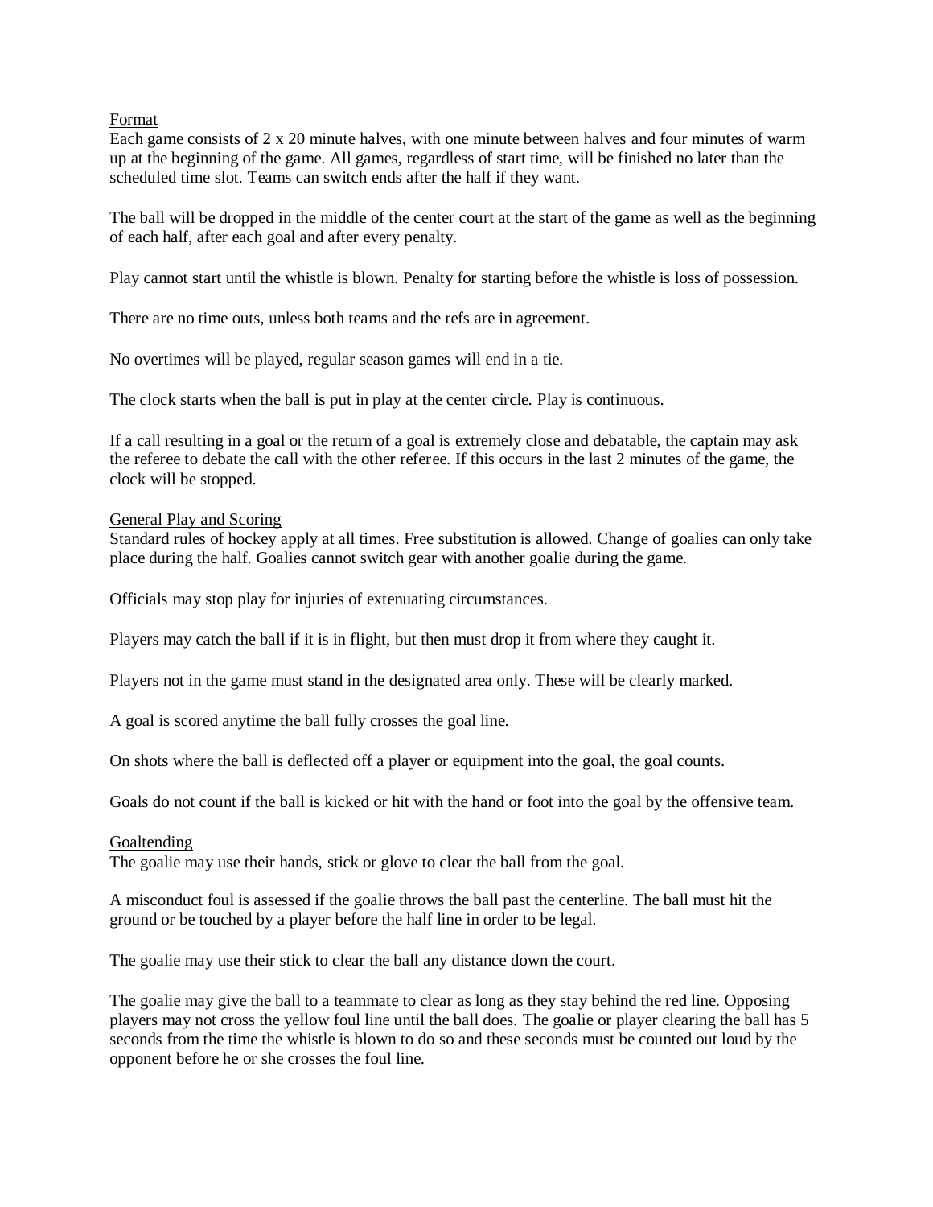## Format

Each game consists of 2 x 20 minute halves, with one minute between halves and four minutes of warm up at the beginning of the game. All games, regardless of start time, will be finished no later than the scheduled time slot. Teams can switch ends after the half if they want.

The ball will be dropped in the middle of the center court at the start of the game as well as the beginning of each half, after each goal and after every penalty.

Play cannot start until the whistle is blown. Penalty for starting before the whistle is loss of possession.

There are no time outs, unless both teams and the refs are in agreement.

No overtimes will be played, regular season games will end in a tie.

The clock starts when the ball is put in play at the center circle. Play is continuous.

If a call resulting in a goal or the return of a goal is extremely close and debatable, the captain may ask the referee to debate the call with the other referee. If this occurs in the last 2 minutes of the game, the clock will be stopped.

## General Play and Scoring

Standard rules of hockey apply at all times. Free substitution is allowed. Change of goalies can only take place during the half. Goalies cannot switch gear with another goalie during the game.

Officials may stop play for injuries of extenuating circumstances.

Players may catch the ball if it is in flight, but then must drop it from where they caught it.

Players not in the game must stand in the designated area only. These will be clearly marked.

A goal is scored anytime the ball fully crosses the goal line.

On shots where the ball is deflected off a player or equipment into the goal, the goal counts.

Goals do not count if the ball is kicked or hit with the hand or foot into the goal by the offensive team.

## Goaltending

The goalie may use their hands, stick or glove to clear the ball from the goal.

A misconduct foul is assessed if the goalie throws the ball past the centerline. The ball must hit the ground or be touched by a player before the half line in order to be legal.

The goalie may use their stick to clear the ball any distance down the court.

The goalie may give the ball to a teammate to clear as long as they stay behind the red line. Opposing players may not cross the yellow foul line until the ball does. The goalie or player clearing the ball has 5 seconds from the time the whistle is blown to do so and these seconds must be counted out loud by the opponent before he or she crosses the foul line.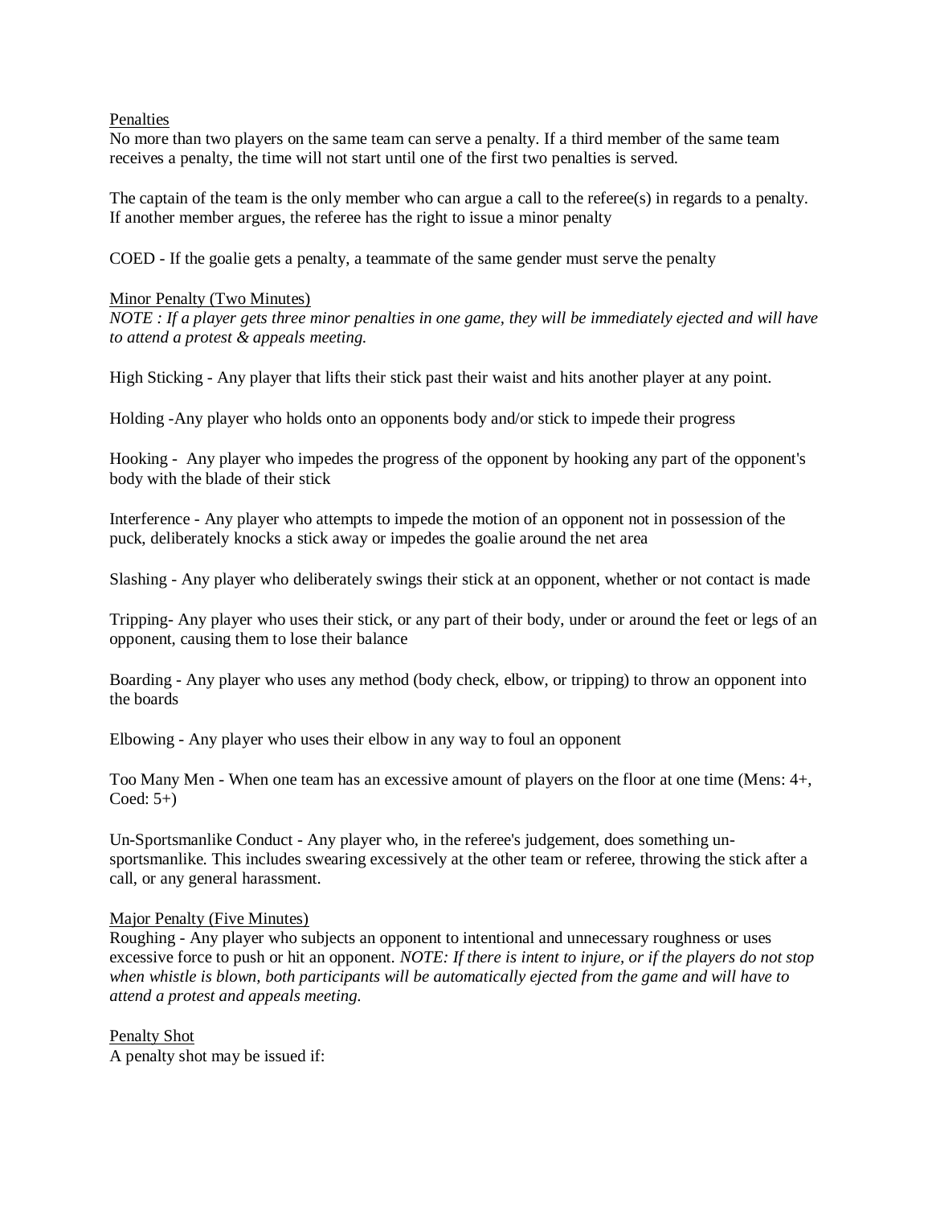## Penalties

No more than two players on the same team can serve a penalty. If a third member of the same team receives a penalty, the time will not start until one of the first two penalties is served.

The captain of the team is the only member who can argue a call to the referee(s) in regards to a penalty. If another member argues, the referee has the right to issue a minor penalty

COED - If the goalie gets a penalty, a teammate of the same gender must serve the penalty

## Minor Penalty (Two Minutes)

*NOTE : If a player gets three minor penalties in one game, they will be immediately ejected and will have to attend a protest & appeals meeting.*

High Sticking - Any player that lifts their stick past their waist and hits another player at any point.

Holding -Any player who holds onto an opponents body and/or stick to impede their progress

Hooking - Any player who impedes the progress of the opponent by hooking any part of the opponent's body with the blade of their stick

Interference - Any player who attempts to impede the motion of an opponent not in possession of the puck, deliberately knocks a stick away or impedes the goalie around the net area

Slashing - Any player who deliberately swings their stick at an opponent, whether or not contact is made

Tripping- Any player who uses their stick, or any part of their body, under or around the feet or legs of an opponent, causing them to lose their balance

Boarding - Any player who uses any method (body check, elbow, or tripping) to throw an opponent into the boards

Elbowing - Any player who uses their elbow in any way to foul an opponent

Too Many Men - When one team has an excessive amount of players on the floor at one time (Mens: 4+, Coed: 5+)

Un-Sportsmanlike Conduct - Any player who, in the referee's judgement, does something un-sportsmanlike. This includes swearing excessively at the other team or referee, throwing the stick after a call, or any general harassment.

## Major Penalty (Five Minutes)

Roughing - Any player who subjects an opponent to intentional and unnecessary roughness or uses excessive force to push or hit an opponent. *NOTE: If there is intent to injure, or if the players do not stop when whistle is blown, both participants will be automatically ejected from the game and will have to attend a protest and appeals meeting.*

## Penalty Shot

A penalty shot may be issued if: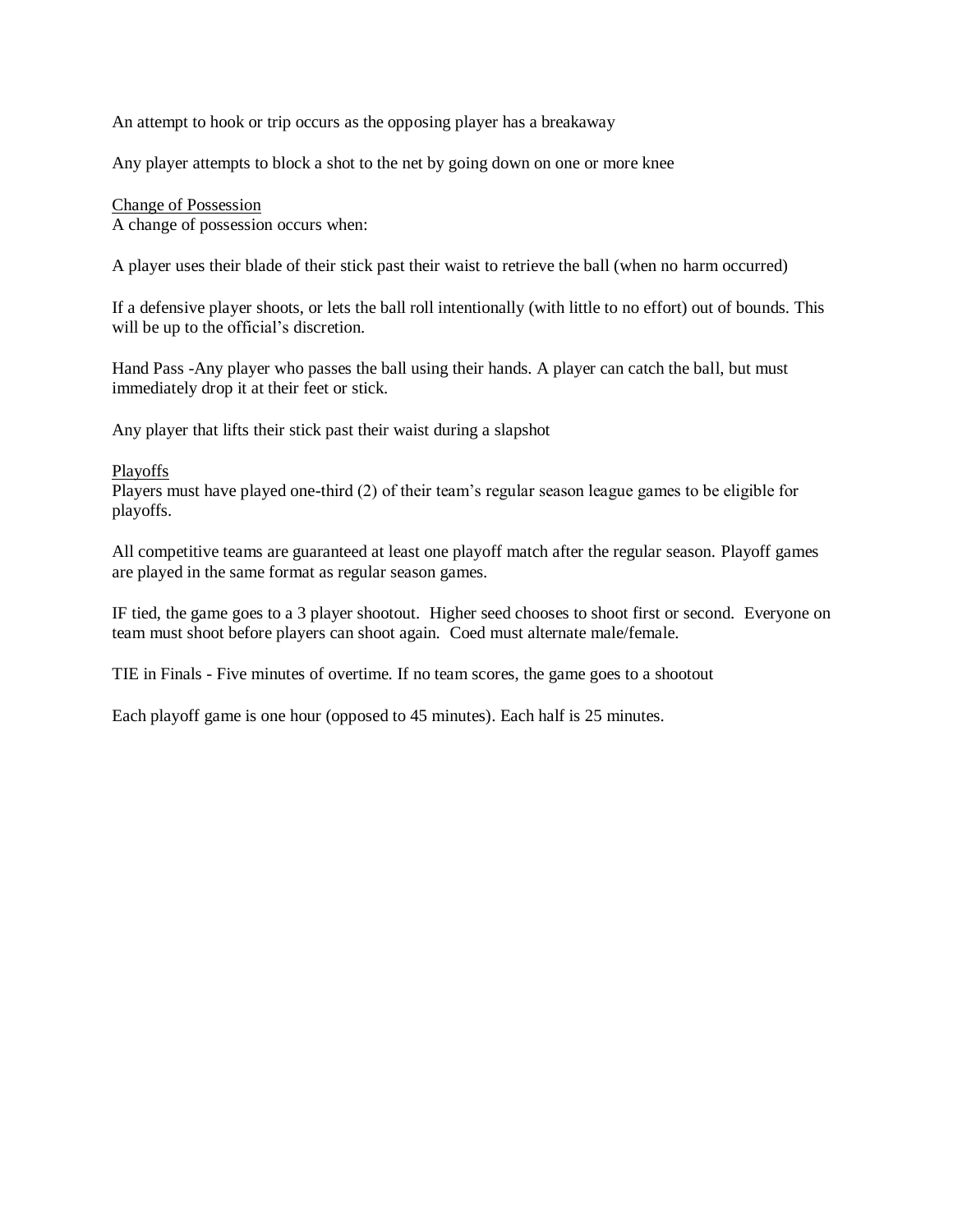An attempt to hook or trip occurs as the opposing player has a breakaway

Any player attempts to block a shot to the net by going down on one or more knee

<u>Change of Possession</u>
A change of possession occurs when:

A player uses their blade of their stick past their waist to retrieve the ball (when no harm occurred)

If a defensive player shoots, or lets the ball roll intentionally (with little to no effort) out of bounds. This will be up to the official's discretion.

Hand Pass -Any player who passes the ball using their hands. A player can catch the ball, but must immediately drop it at their feet or stick.

Any player that lifts their stick past their waist during a slapshot

<u>Playoffs</u>
Players must have played one-third (2) of their team's regular season league games to be eligible for playoffs.

All competitive teams are guaranteed at least one playoff match after the regular season. Playoff games are played in the same format as regular season games.

IF tied, the game goes to a 3 player shootout. Higher seed chooses to shoot first or second. Everyone on team must shoot before players can shoot again. Coed must alternate male/female.

TIE in Finals - Five minutes of overtime. If no team scores, the game goes to a shootout

Each playoff game is one hour (opposed to 45 minutes). Each half is 25 minutes.